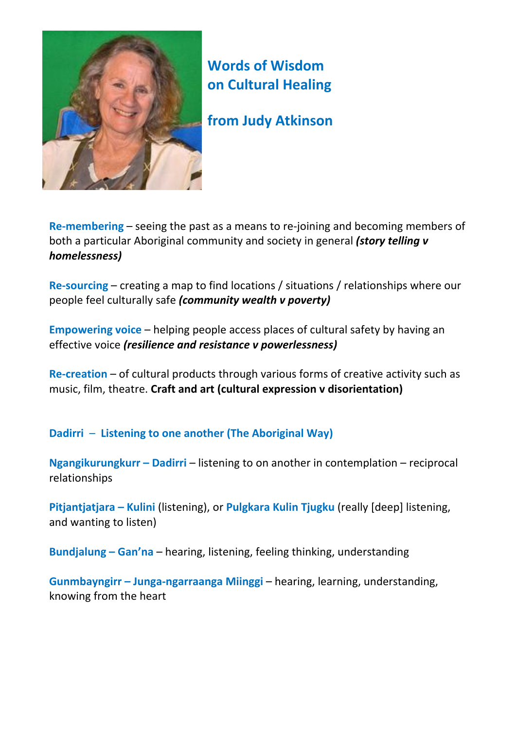# Words of Wisdom on Cultural Healing

## from Judy Atkinson

**Re-membering** – seeing the past as a means to re-joining and becoming members of both a particular Aboriginal community and society in general ***(story telling v homelessness)***

**Re-sourcing** – creating a map to find locations / situations / relationships where our people feel culturally safe ***(community wealth v poverty)***

**Empowering voice** – helping people access places of cultural safety by having an effective voice ***(resilience and resistance v powerlessness)***

**Re-creation** – of cultural products through various forms of creative activity such as music, film, theatre. **Craft and art (cultural expression v disorientation)**

**Dadirri – Listening to one another (The Aboriginal Way)**

**Ngangikurungkurr – Dadirri** – listening to on another in contemplation – reciprocal relationships

**Pitjantjatjara – Kulini** (listening), or **Pulgkara Kulin Tjugku** (really [deep] listening, and wanting to listen)

**Bundjalung – Gan'na** – hearing, listening, feeling thinking, understanding

**Gunmbayngirr – Junga-ngarraanga Miinggi** – hearing, learning, understanding, knowing from the heart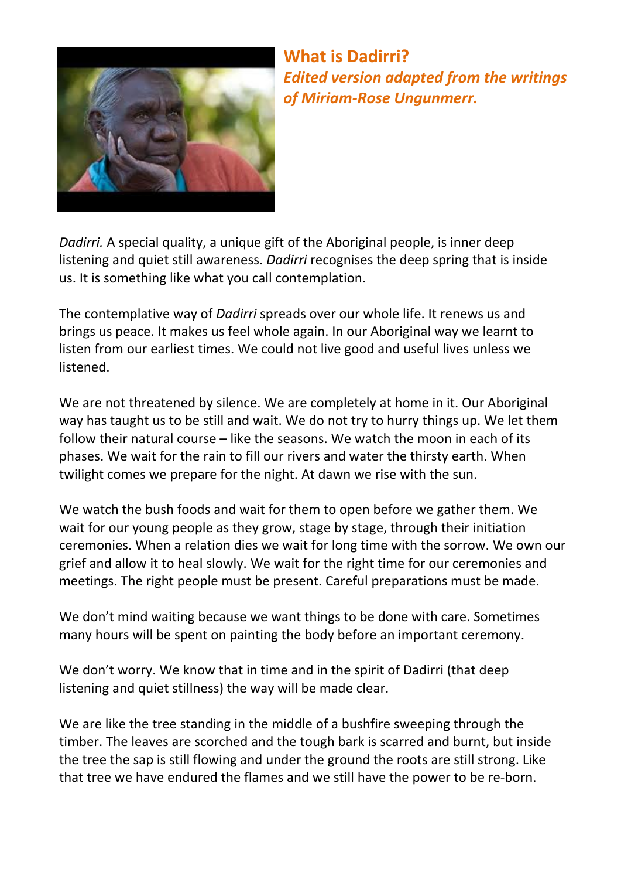## What is Dadirri?

### *Edited version adapted from the writings of Miriam-Rose Ungunmerr.*

*Dadirri.* A special quality, a unique gift of the Aboriginal people, is inner deep listening and quiet still awareness. *Dadirri* recognises the deep spring that is inside us. It is something like what you call contemplation.

The contemplative way of *Dadirri* spreads over our whole life. It renews us and brings us peace. It makes us feel whole again. In our Aboriginal way we learnt to listen from our earliest times. We could not live good and useful lives unless we listened.

We are not threatened by silence. We are completely at home in it. Our Aboriginal way has taught us to be still and wait. We do not try to hurry things up. We let them follow their natural course – like the seasons. We watch the moon in each of its phases. We wait for the rain to fill our rivers and water the thirsty earth. When twilight comes we prepare for the night. At dawn we rise with the sun.

We watch the bush foods and wait for them to open before we gather them. We wait for our young people as they grow, stage by stage, through their initiation ceremonies. When a relation dies we wait for long time with the sorrow. We own our grief and allow it to heal slowly. We wait for the right time for our ceremonies and meetings. The right people must be present. Careful preparations must be made.

We don't mind waiting because we want things to be done with care. Sometimes many hours will be spent on painting the body before an important ceremony.

We don't worry. We know that in time and in the spirit of Dadirri (that deep listening and quiet stillness) the way will be made clear.

We are like the tree standing in the middle of a bushfire sweeping through the timber. The leaves are scorched and the tough bark is scarred and burnt, but inside the tree the sap is still flowing and under the ground the roots are still strong. Like that tree we have endured the flames and we still have the power to be re-born.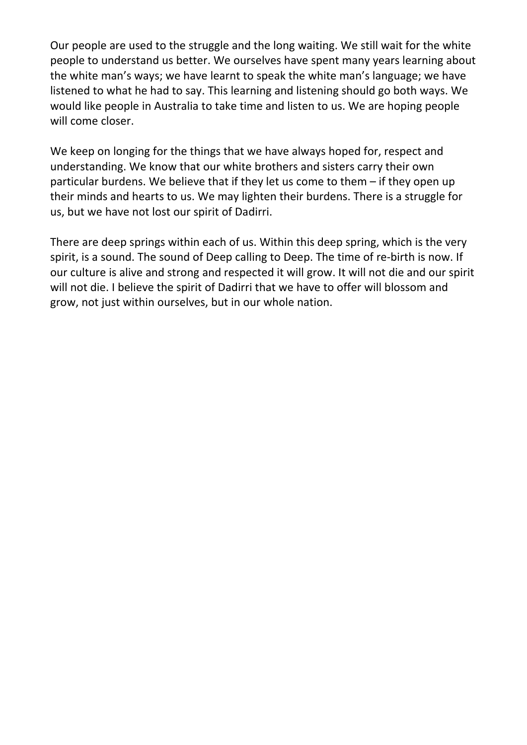Our people are used to the struggle and the long waiting. We still wait for the white people to understand us better. We ourselves have spent many years learning about the white man's ways; we have learnt to speak the white man's language; we have listened to what he had to say. This learning and listening should go both ways. We would like people in Australia to take time and listen to us. We are hoping people will come closer.

We keep on longing for the things that we have always hoped for, respect and understanding. We know that our white brothers and sisters carry their own particular burdens. We believe that if they let us come to them – if they open up their minds and hearts to us. We may lighten their burdens. There is a struggle for us, but we have not lost our spirit of Dadirri.

There are deep springs within each of us. Within this deep spring, which is the very spirit, is a sound. The sound of Deep calling to Deep. The time of re-birth is now. If our culture is alive and strong and respected it will grow. It will not die and our spirit will not die. I believe the spirit of Dadirri that we have to offer will blossom and grow, not just within ourselves, but in our whole nation.